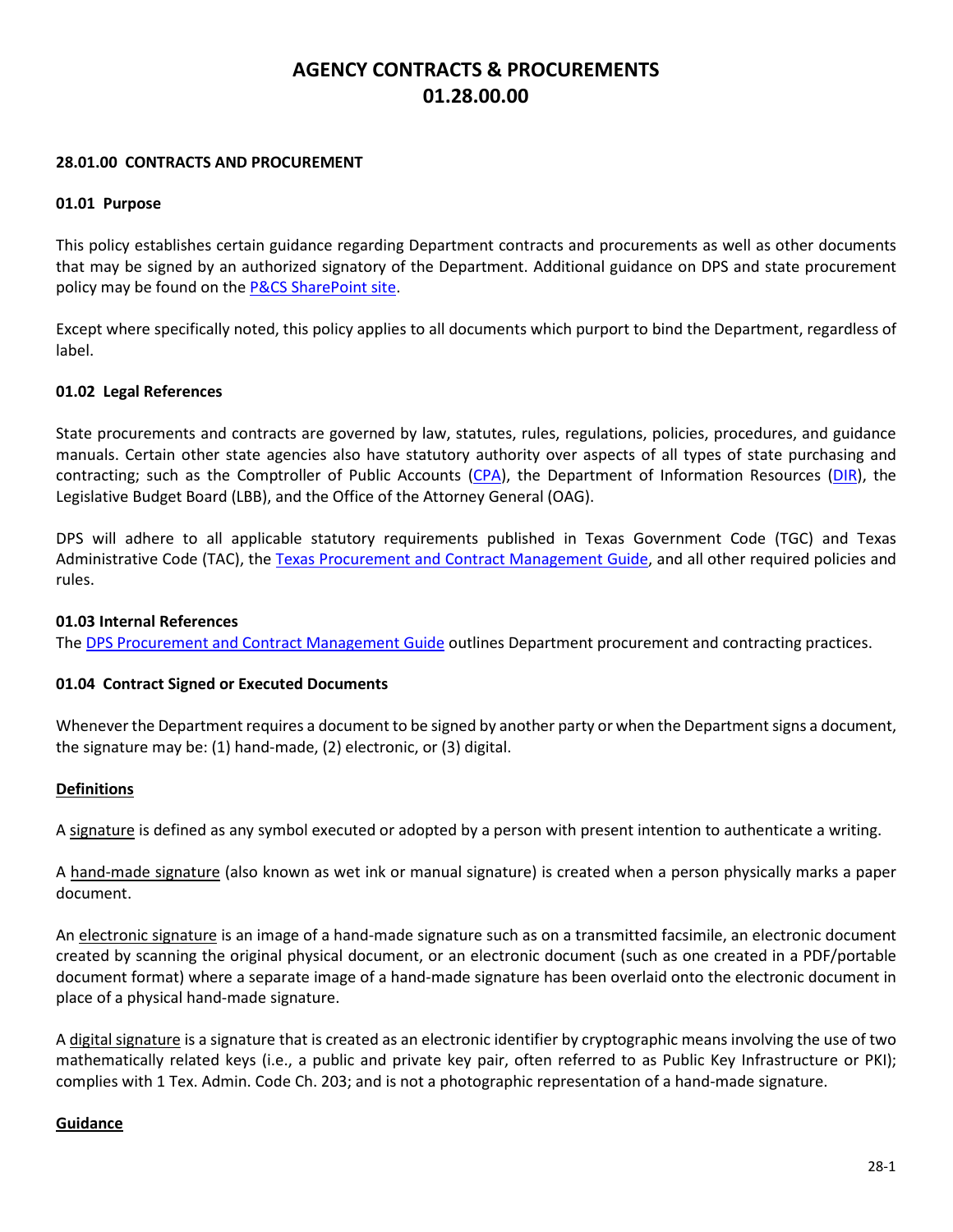# AGENCY CONTRACTS & PROCUREMENTS
# 01.28.00.00

### 28.01.00 CONTRACTS AND PROCUREMENT

#### 01.01 Purpose

This policy establishes certain guidance regarding Department contracts and procurements as well as other documents that may be signed by an authorized signatory of the Department. Additional guidance on DPS and state procurement policy may be found on the P&CS SharePoint site.

Except where specifically noted, this policy applies to all documents which purport to bind the Department, regardless of label.

#### 01.02 Legal References

State procurements and contracts are governed by law, statutes, rules, regulations, policies, procedures, and guidance manuals. Certain other state agencies also have statutory authority over aspects of all types of state purchasing and contracting; such as the Comptroller of Public Accounts (CPA), the Department of Information Resources (DIR), the Legislative Budget Board (LBB), and the Office of the Attorney General (OAG).

DPS will adhere to all applicable statutory requirements published in Texas Government Code (TGC) and Texas Administrative Code (TAC), the Texas Procurement and Contract Management Guide, and all other required policies and rules.

#### 01.03 Internal References

The DPS Procurement and Contract Management Guide outlines Department procurement and contracting practices.

#### 01.04 Contract Signed or Executed Documents

Whenever the Department requires a document to be signed by another party or when the Department signs a document, the signature may be: (1) hand-made, (2) electronic, or (3) digital.

**Definitions**

A signature is defined as any symbol executed or adopted by a person with present intention to authenticate a writing.

A hand-made signature (also known as wet ink or manual signature) is created when a person physically marks a paper document.

An electronic signature is an image of a hand-made signature such as on a transmitted facsimile, an electronic document created by scanning the original physical document, or an electronic document (such as one created in a PDF/portable document format) where a separate image of a hand-made signature has been overlaid onto the electronic document in place of a physical hand-made signature.

A digital signature is a signature that is created as an electronic identifier by cryptographic means involving the use of two mathematically related keys (i.e., a public and private key pair, often referred to as Public Key Infrastructure or PKI); complies with 1 Tex. Admin. Code Ch. 203; and is not a photographic representation of a hand-made signature.

**Guidance**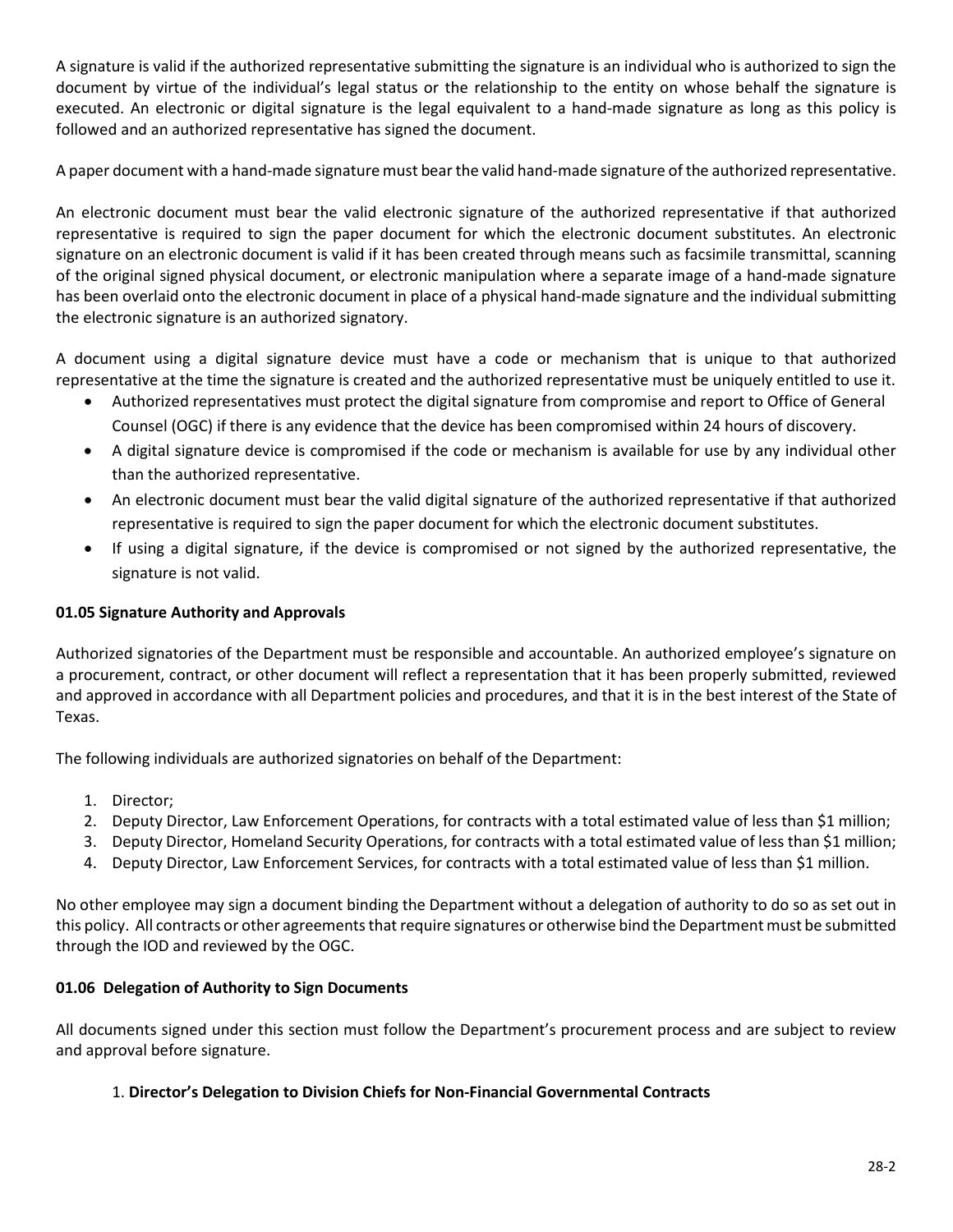A signature is valid if the authorized representative submitting the signature is an individual who is authorized to sign the document by virtue of the individual's legal status or the relationship to the entity on whose behalf the signature is executed. An electronic or digital signature is the legal equivalent to a hand-made signature as long as this policy is followed and an authorized representative has signed the document.

A paper document with a hand-made signature must bear the valid hand-made signature of the authorized representative.

An electronic document must bear the valid electronic signature of the authorized representative if that authorized representative is required to sign the paper document for which the electronic document substitutes. An electronic signature on an electronic document is valid if it has been created through means such as facsimile transmittal, scanning of the original signed physical document, or electronic manipulation where a separate image of a hand-made signature has been overlaid onto the electronic document in place of a physical hand-made signature and the individual submitting the electronic signature is an authorized signatory.

A document using a digital signature device must have a code or mechanism that is unique to that authorized representative at the time the signature is created and the authorized representative must be uniquely entitled to use it.

- Authorized representatives must protect the digital signature from compromise and report to Office of General Counsel (OGC) if there is any evidence that the device has been compromised within 24 hours of discovery.
- A digital signature device is compromised if the code or mechanism is available for use by any individual other than the authorized representative.
- An electronic document must bear the valid digital signature of the authorized representative if that authorized representative is required to sign the paper document for which the electronic document substitutes.
- If using a digital signature, if the device is compromised or not signed by the authorized representative, the signature is not valid.

### 01.05 Signature Authority and Approvals

Authorized signatories of the Department must be responsible and accountable. An authorized employee's signature on a procurement, contract, or other document will reflect a representation that it has been properly submitted, reviewed and approved in accordance with all Department policies and procedures, and that it is in the best interest of the State of Texas.

The following individuals are authorized signatories on behalf of the Department:

1. Director;
2. Deputy Director, Law Enforcement Operations, for contracts with a total estimated value of less than $1 million;
3. Deputy Director, Homeland Security Operations, for contracts with a total estimated value of less than $1 million;
4. Deputy Director, Law Enforcement Services, for contracts with a total estimated value of less than $1 million.

No other employee may sign a document binding the Department without a delegation of authority to do so as set out in this policy. All contracts or other agreements that require signatures or otherwise bind the Department must be submitted through the IOD and reviewed by the OGC.

### 01.06 Delegation of Authority to Sign Documents

All documents signed under this section must follow the Department's procurement process and are subject to review and approval before signature.

1. **Director's Delegation to Division Chiefs for Non-Financial Governmental Contracts**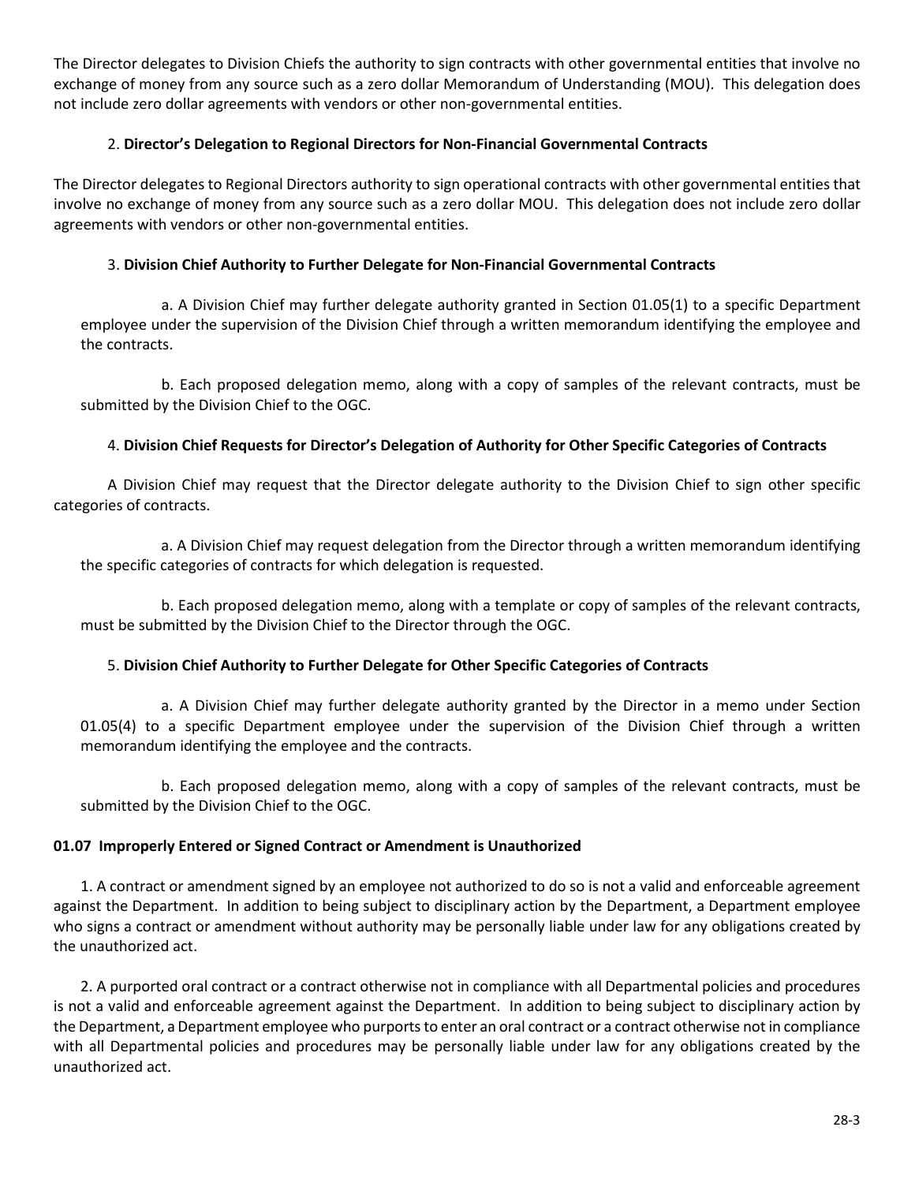The Director delegates to Division Chiefs the authority to sign contracts with other governmental entities that involve no exchange of money from any source such as a zero dollar Memorandum of Understanding (MOU). This delegation does not include zero dollar agreements with vendors or other non-governmental entities.

2. **Director's Delegation to Regional Directors for Non-Financial Governmental Contracts**

The Director delegates to Regional Directors authority to sign operational contracts with other governmental entities that involve no exchange of money from any source such as a zero dollar MOU. This delegation does not include zero dollar agreements with vendors or other non-governmental entities.

3. **Division Chief Authority to Further Delegate for Non-Financial Governmental Contracts**

a. A Division Chief may further delegate authority granted in Section 01.05(1) to a specific Department employee under the supervision of the Division Chief through a written memorandum identifying the employee and the contracts.

b. Each proposed delegation memo, along with a copy of samples of the relevant contracts, must be submitted by the Division Chief to the OGC.

4. **Division Chief Requests for Director's Delegation of Authority for Other Specific Categories of Contracts**

A Division Chief may request that the Director delegate authority to the Division Chief to sign other specific categories of contracts.

a. A Division Chief may request delegation from the Director through a written memorandum identifying the specific categories of contracts for which delegation is requested.

b. Each proposed delegation memo, along with a template or copy of samples of the relevant contracts, must be submitted by the Division Chief to the Director through the OGC.

5. **Division Chief Authority to Further Delegate for Other Specific Categories of Contracts**

a. A Division Chief may further delegate authority granted by the Director in a memo under Section 01.05(4) to a specific Department employee under the supervision of the Division Chief through a written memorandum identifying the employee and the contracts.

b. Each proposed delegation memo, along with a copy of samples of the relevant contracts, must be submitted by the Division Chief to the OGC.

**01.07 Improperly Entered or Signed Contract or Amendment is Unauthorized**

1. A contract or amendment signed by an employee not authorized to do so is not a valid and enforceable agreement against the Department. In addition to being subject to disciplinary action by the Department, a Department employee who signs a contract or amendment without authority may be personally liable under law for any obligations created by the unauthorized act.

2. A purported oral contract or a contract otherwise not in compliance with all Departmental policies and procedures is not a valid and enforceable agreement against the Department. In addition to being subject to disciplinary action by the Department, a Department employee who purports to enter an oral contract or a contract otherwise not in compliance with all Departmental policies and procedures may be personally liable under law for any obligations created by the unauthorized act.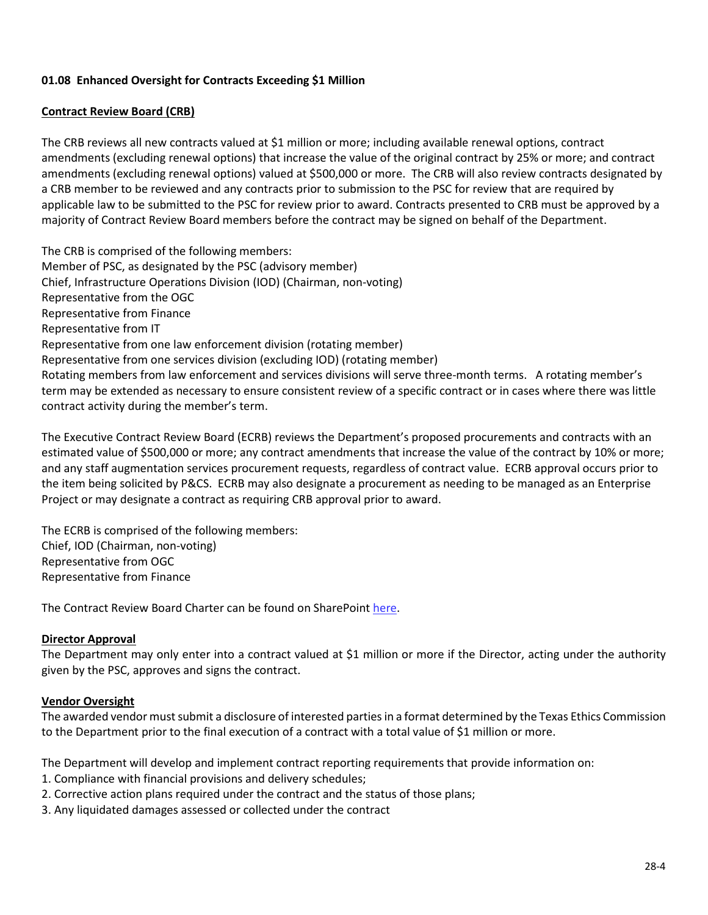### 01.08 Enhanced Oversight for Contracts Exceeding $1 Million

**Contract Review Board (CRB)**

The CRB reviews all new contracts valued at $1 million or more; including available renewal options, contract amendments (excluding renewal options) that increase the value of the original contract by 25% or more; and contract amendments (excluding renewal options) valued at $500,000 or more. The CRB will also review contracts designated by a CRB member to be reviewed and any contracts prior to submission to the PSC for review that are required by applicable law to be submitted to the PSC for review prior to award. Contracts presented to CRB must be approved by a majority of Contract Review Board members before the contract may be signed on behalf of the Department.

The CRB is comprised of the following members:
Member of PSC, as designated by the PSC (advisory member)
Chief, Infrastructure Operations Division (IOD) (Chairman, non-voting)
Representative from the OGC
Representative from Finance
Representative from IT
Representative from one law enforcement division (rotating member)
Representative from one services division (excluding IOD) (rotating member)
Rotating members from law enforcement and services divisions will serve three-month terms. A rotating member's term may be extended as necessary to ensure consistent review of a specific contract or in cases where there was little contract activity during the member's term.

The Executive Contract Review Board (ECRB) reviews the Department's proposed procurements and contracts with an estimated value of $500,000 or more; any contract amendments that increase the value of the contract by 10% or more; and any staff augmentation services procurement requests, regardless of contract value. ECRB approval occurs prior to the item being solicited by P&CS. ECRB may also designate a procurement as needing to be managed as an Enterprise Project or may designate a contract as requiring CRB approval prior to award.

The ECRB is comprised of the following members:
Chief, IOD (Chairman, non-voting)
Representative from OGC
Representative from Finance

The Contract Review Board Charter can be found on SharePoint here.

**Director Approval**

The Department may only enter into a contract valued at $1 million or more if the Director, acting under the authority given by the PSC, approves and signs the contract.

**Vendor Oversight**

The awarded vendor must submit a disclosure of interested parties in a format determined by the Texas Ethics Commission to the Department prior to the final execution of a contract with a total value of $1 million or more.

The Department will develop and implement contract reporting requirements that provide information on:

1. Compliance with financial provisions and delivery schedules;
2. Corrective action plans required under the contract and the status of those plans;
3. Any liquidated damages assessed or collected under the contract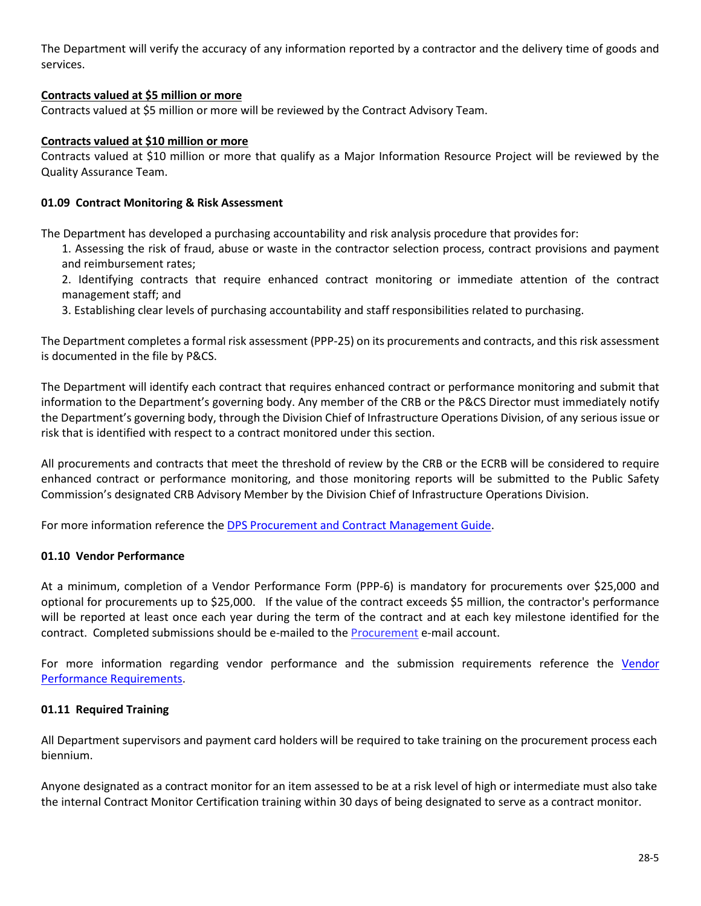The Department will verify the accuracy of any information reported by a contractor and the delivery time of goods and services.

**Contracts valued at $5 million or more**

Contracts valued at $5 million or more will be reviewed by the Contract Advisory Team.

**Contracts valued at $10 million or more**

Contracts valued at $10 million or more that qualify as a Major Information Resource Project will be reviewed by the Quality Assurance Team.

### 01.09 Contract Monitoring & Risk Assessment

The Department has developed a purchasing accountability and risk analysis procedure that provides for:

1. Assessing the risk of fraud, abuse or waste in the contractor selection process, contract provisions and payment and reimbursement rates;
2. Identifying contracts that require enhanced contract monitoring or immediate attention of the contract management staff; and
3. Establishing clear levels of purchasing accountability and staff responsibilities related to purchasing.

The Department completes a formal risk assessment (PPP-25) on its procurements and contracts, and this risk assessment is documented in the file by P&CS.

The Department will identify each contract that requires enhanced contract or performance monitoring and submit that information to the Department's governing body. Any member of the CRB or the P&CS Director must immediately notify the Department's governing body, through the Division Chief of Infrastructure Operations Division, of any serious issue or risk that is identified with respect to a contract monitored under this section.

All procurements and contracts that meet the threshold of review by the CRB or the ECRB will be considered to require enhanced contract or performance monitoring, and those monitoring reports will be submitted to the Public Safety Commission's designated CRB Advisory Member by the Division Chief of Infrastructure Operations Division.

For more information reference the DPS Procurement and Contract Management Guide.

### 01.10 Vendor Performance

At a minimum, completion of a Vendor Performance Form (PPP-6) is mandatory for procurements over $25,000 and optional for procurements up to $25,000. If the value of the contract exceeds $5 million, the contractor's performance will be reported at least once each year during the term of the contract and at each key milestone identified for the contract. Completed submissions should be e-mailed to the Procurement e-mail account.

For more information regarding vendor performance and the submission requirements reference the Vendor Performance Requirements.

### 01.11 Required Training

All Department supervisors and payment card holders will be required to take training on the procurement process each biennium.

Anyone designated as a contract monitor for an item assessed to be at a risk level of high or intermediate must also take the internal Contract Monitor Certification training within 30 days of being designated to serve as a contract monitor.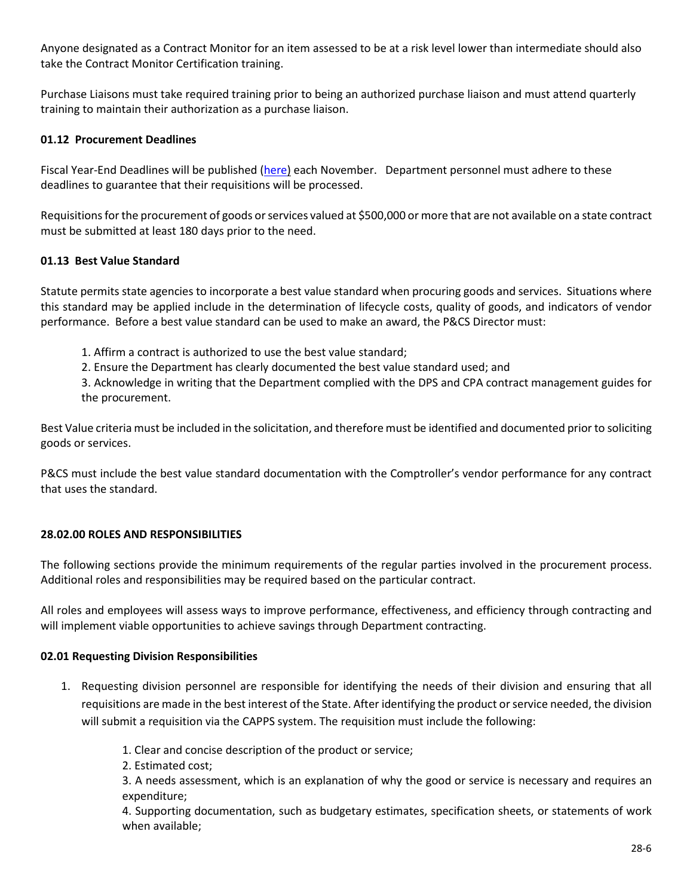Anyone designated as a Contract Monitor for an item assessed to be at a risk level lower than intermediate should also take the Contract Monitor Certification training.

Purchase Liaisons must take required training prior to being an authorized purchase liaison and must attend quarterly training to maintain their authorization as a purchase liaison.

### 01.12 Procurement Deadlines

Fiscal Year-End Deadlines will be published (here) each November. Department personnel must adhere to these deadlines to guarantee that their requisitions will be processed.

Requisitions for the procurement of goods or services valued at $500,000 or more that are not available on a state contract must be submitted at least 180 days prior to the need.

### 01.13 Best Value Standard

Statute permits state agencies to incorporate a best value standard when procuring goods and services. Situations where this standard may be applied include in the determination of lifecycle costs, quality of goods, and indicators of vendor performance. Before a best value standard can be used to make an award, the P&CS Director must:

1. Affirm a contract is authorized to use the best value standard;
2. Ensure the Department has clearly documented the best value standard used; and
3. Acknowledge in writing that the Department complied with the DPS and CPA contract management guides for the procurement.

Best Value criteria must be included in the solicitation, and therefore must be identified and documented prior to soliciting goods or services.

P&CS must include the best value standard documentation with the Comptroller's vendor performance for any contract that uses the standard.

## 28.02.00 ROLES AND RESPONSIBILITIES

The following sections provide the minimum requirements of the regular parties involved in the procurement process. Additional roles and responsibilities may be required based on the particular contract.

All roles and employees will assess ways to improve performance, effectiveness, and efficiency through contracting and will implement viable opportunities to achieve savings through Department contracting.

### 02.01 Requesting Division Responsibilities

1. Requesting division personnel are responsible for identifying the needs of their division and ensuring that all requisitions are made in the best interest of the State. After identifying the product or service needed, the division will submit a requisition via the CAPPS system. The requisition must include the following:

    1. Clear and concise description of the product or service;
    2. Estimated cost;
    3. A needs assessment, which is an explanation of why the good or service is necessary and requires an expenditure;
    4. Supporting documentation, such as budgetary estimates, specification sheets, or statements of work when available;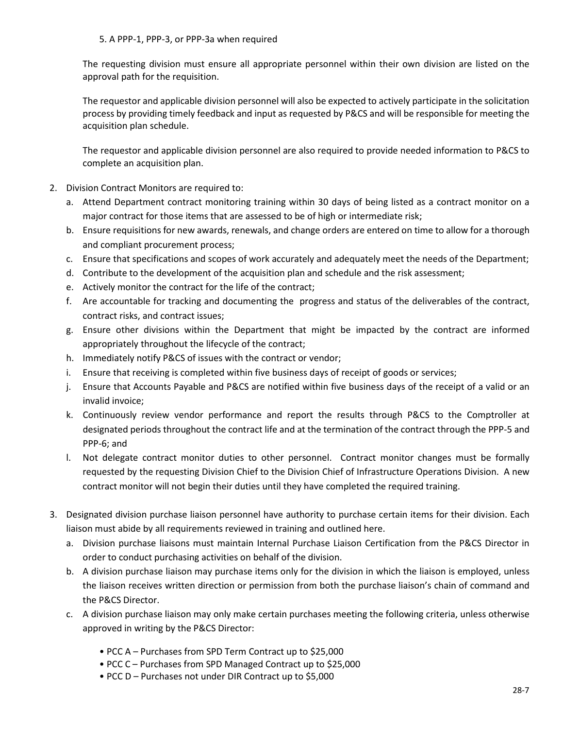5. A PPP-1, PPP-3, or PPP-3a when required

The requesting division must ensure all appropriate personnel within their own division are listed on the approval path for the requisition.

The requestor and applicable division personnel will also be expected to actively participate in the solicitation process by providing timely feedback and input as requested by P&CS and will be responsible for meeting the acquisition plan schedule.

The requestor and applicable division personnel are also required to provide needed information to P&CS to complete an acquisition plan.

2. Division Contract Monitors are required to:
   a. Attend Department contract monitoring training within 30 days of being listed as a contract monitor on a major contract for those items that are assessed to be of high or intermediate risk;
   b. Ensure requisitions for new awards, renewals, and change orders are entered on time to allow for a thorough and compliant procurement process;
   c. Ensure that specifications and scopes of work accurately and adequately meet the needs of the Department;
   d. Contribute to the development of the acquisition plan and schedule and the risk assessment;
   e. Actively monitor the contract for the life of the contract;
   f. Are accountable for tracking and documenting the progress and status of the deliverables of the contract, contract risks, and contract issues;
   g. Ensure other divisions within the Department that might be impacted by the contract are informed appropriately throughout the lifecycle of the contract;
   h. Immediately notify P&CS of issues with the contract or vendor;
   i. Ensure that receiving is completed within five business days of receipt of goods or services;
   j. Ensure that Accounts Payable and P&CS are notified within five business days of the receipt of a valid or an invalid invoice;
   k. Continuously review vendor performance and report the results through P&CS to the Comptroller at designated periods throughout the contract life and at the termination of the contract through the PPP-5 and PPP-6; and
   l. Not delegate contract monitor duties to other personnel. Contract monitor changes must be formally requested by the requesting Division Chief to the Division Chief of Infrastructure Operations Division. A new contract monitor will not begin their duties until they have completed the required training.

3. Designated division purchase liaison personnel have authority to purchase certain items for their division. Each liaison must abide by all requirements reviewed in training and outlined here.
   a. Division purchase liaisons must maintain Internal Purchase Liaison Certification from the P&CS Director in order to conduct purchasing activities on behalf of the division.
   b. A division purchase liaison may purchase items only for the division in which the liaison is employed, unless the liaison receives written direction or permission from both the purchase liaison's chain of command and the P&CS Director.
   c. A division purchase liaison may only make certain purchases meeting the following criteria, unless otherwise approved in writing by the P&CS Director:

      - PCC A – Purchases from SPD Term Contract up to $25,000
      - PCC C – Purchases from SPD Managed Contract up to $25,000
      - PCC D – Purchases not under DIR Contract up to $5,000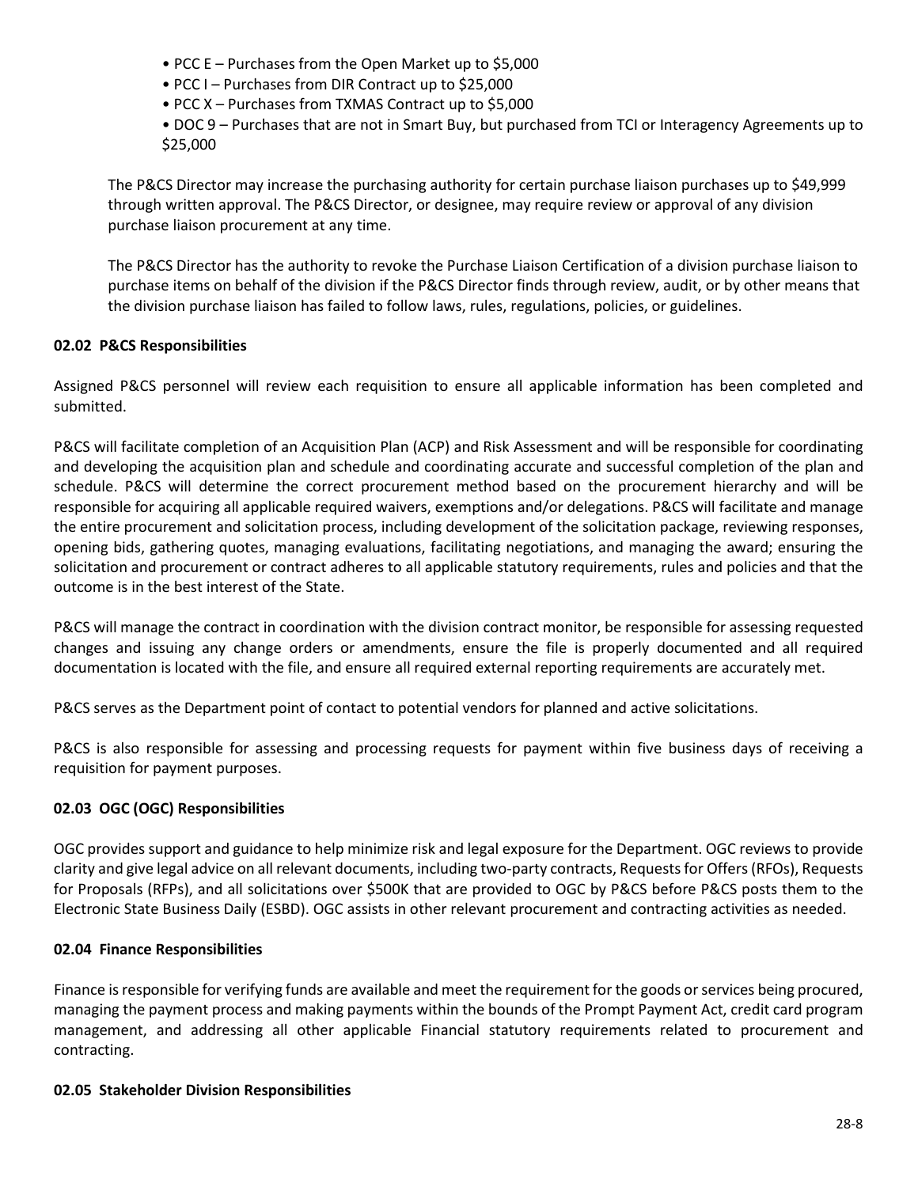- PCC E – Purchases from the Open Market up to $5,000
- PCC I – Purchases from DIR Contract up to $25,000
- PCC X – Purchases from TXMAS Contract up to $5,000
- DOC 9 – Purchases that are not in Smart Buy, but purchased from TCI or Interagency Agreements up to $25,000

The P&CS Director may increase the purchasing authority for certain purchase liaison purchases up to $49,999 through written approval. The P&CS Director, or designee, may require review or approval of any division purchase liaison procurement at any time.

The P&CS Director has the authority to revoke the Purchase Liaison Certification of a division purchase liaison to purchase items on behalf of the division if the P&CS Director finds through review, audit, or by other means that the division purchase liaison has failed to follow laws, rules, regulations, policies, or guidelines.

**02.02 P&CS Responsibilities**

Assigned P&CS personnel will review each requisition to ensure all applicable information has been completed and submitted.

P&CS will facilitate completion of an Acquisition Plan (ACP) and Risk Assessment and will be responsible for coordinating and developing the acquisition plan and schedule and coordinating accurate and successful completion of the plan and schedule. P&CS will determine the correct procurement method based on the procurement hierarchy and will be responsible for acquiring all applicable required waivers, exemptions and/or delegations. P&CS will facilitate and manage the entire procurement and solicitation process, including development of the solicitation package, reviewing responses, opening bids, gathering quotes, managing evaluations, facilitating negotiations, and managing the award; ensuring the solicitation and procurement or contract adheres to all applicable statutory requirements, rules and policies and that the outcome is in the best interest of the State.

P&CS will manage the contract in coordination with the division contract monitor, be responsible for assessing requested changes and issuing any change orders or amendments, ensure the file is properly documented and all required documentation is located with the file, and ensure all required external reporting requirements are accurately met.

P&CS serves as the Department point of contact to potential vendors for planned and active solicitations.

P&CS is also responsible for assessing and processing requests for payment within five business days of receiving a requisition for payment purposes.

**02.03 OGC (OGC) Responsibilities**

OGC provides support and guidance to help minimize risk and legal exposure for the Department. OGC reviews to provide clarity and give legal advice on all relevant documents, including two-party contracts, Requests for Offers (RFOs), Requests for Proposals (RFPs), and all solicitations over $500K that are provided to OGC by P&CS before P&CS posts them to the Electronic State Business Daily (ESBD). OGC assists in other relevant procurement and contracting activities as needed.

**02.04 Finance Responsibilities**

Finance is responsible for verifying funds are available and meet the requirement for the goods or services being procured, managing the payment process and making payments within the bounds of the Prompt Payment Act, credit card program management, and addressing all other applicable Financial statutory requirements related to procurement and contracting.

**02.05 Stakeholder Division Responsibilities**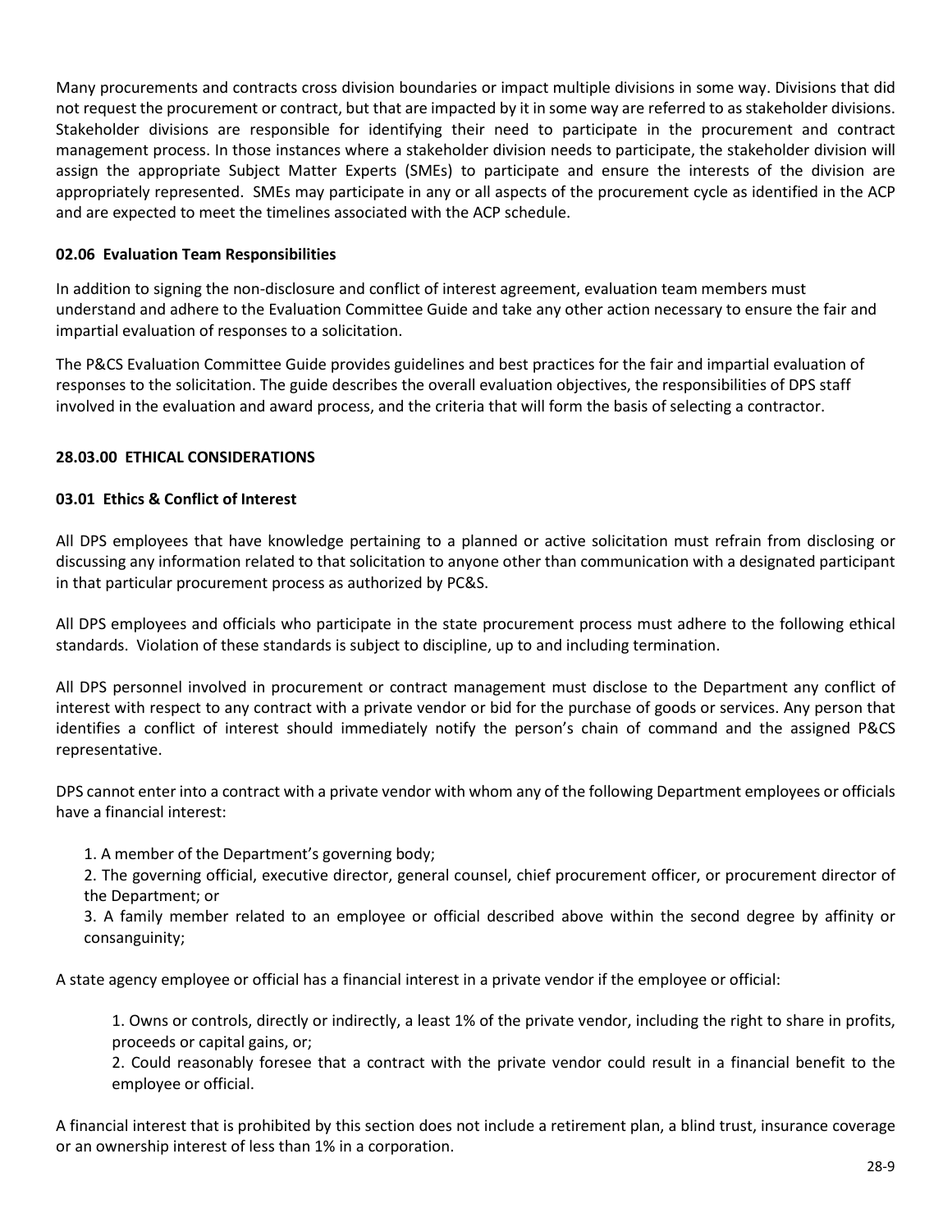Many procurements and contracts cross division boundaries or impact multiple divisions in some way. Divisions that did not request the procurement or contract, but that are impacted by it in some way are referred to as stakeholder divisions. Stakeholder divisions are responsible for identifying their need to participate in the procurement and contract management process. In those instances where a stakeholder division needs to participate, the stakeholder division will assign the appropriate Subject Matter Experts (SMEs) to participate and ensure the interests of the division are appropriately represented. SMEs may participate in any or all aspects of the procurement cycle as identified in the ACP and are expected to meet the timelines associated with the ACP schedule.

### 02.06 Evaluation Team Responsibilities

In addition to signing the non-disclosure and conflict of interest agreement, evaluation team members must understand and adhere to the Evaluation Committee Guide and take any other action necessary to ensure the fair and impartial evaluation of responses to a solicitation.

The P&CS Evaluation Committee Guide provides guidelines and best practices for the fair and impartial evaluation of responses to the solicitation. The guide describes the overall evaluation objectives, the responsibilities of DPS staff involved in the evaluation and award process, and the criteria that will form the basis of selecting a contractor.

## 28.03.00 ETHICAL CONSIDERATIONS

### 03.01 Ethics & Conflict of Interest

All DPS employees that have knowledge pertaining to a planned or active solicitation must refrain from disclosing or discussing any information related to that solicitation to anyone other than communication with a designated participant in that particular procurement process as authorized by PC&S.

All DPS employees and officials who participate in the state procurement process must adhere to the following ethical standards. Violation of these standards is subject to discipline, up to and including termination.

All DPS personnel involved in procurement or contract management must disclose to the Department any conflict of interest with respect to any contract with a private vendor or bid for the purchase of goods or services. Any person that identifies a conflict of interest should immediately notify the person's chain of command and the assigned P&CS representative.

DPS cannot enter into a contract with a private vendor with whom any of the following Department employees or officials have a financial interest:

1. A member of the Department's governing body;
2. The governing official, executive director, general counsel, chief procurement officer, or procurement director of the Department; or
3. A family member related to an employee or official described above within the second degree by affinity or consanguinity;

A state agency employee or official has a financial interest in a private vendor if the employee or official:

1. Owns or controls, directly or indirectly, a least 1% of the private vendor, including the right to share in profits, proceeds or capital gains, or;
2. Could reasonably foresee that a contract with the private vendor could result in a financial benefit to the employee or official.

A financial interest that is prohibited by this section does not include a retirement plan, a blind trust, insurance coverage or an ownership interest of less than 1% in a corporation.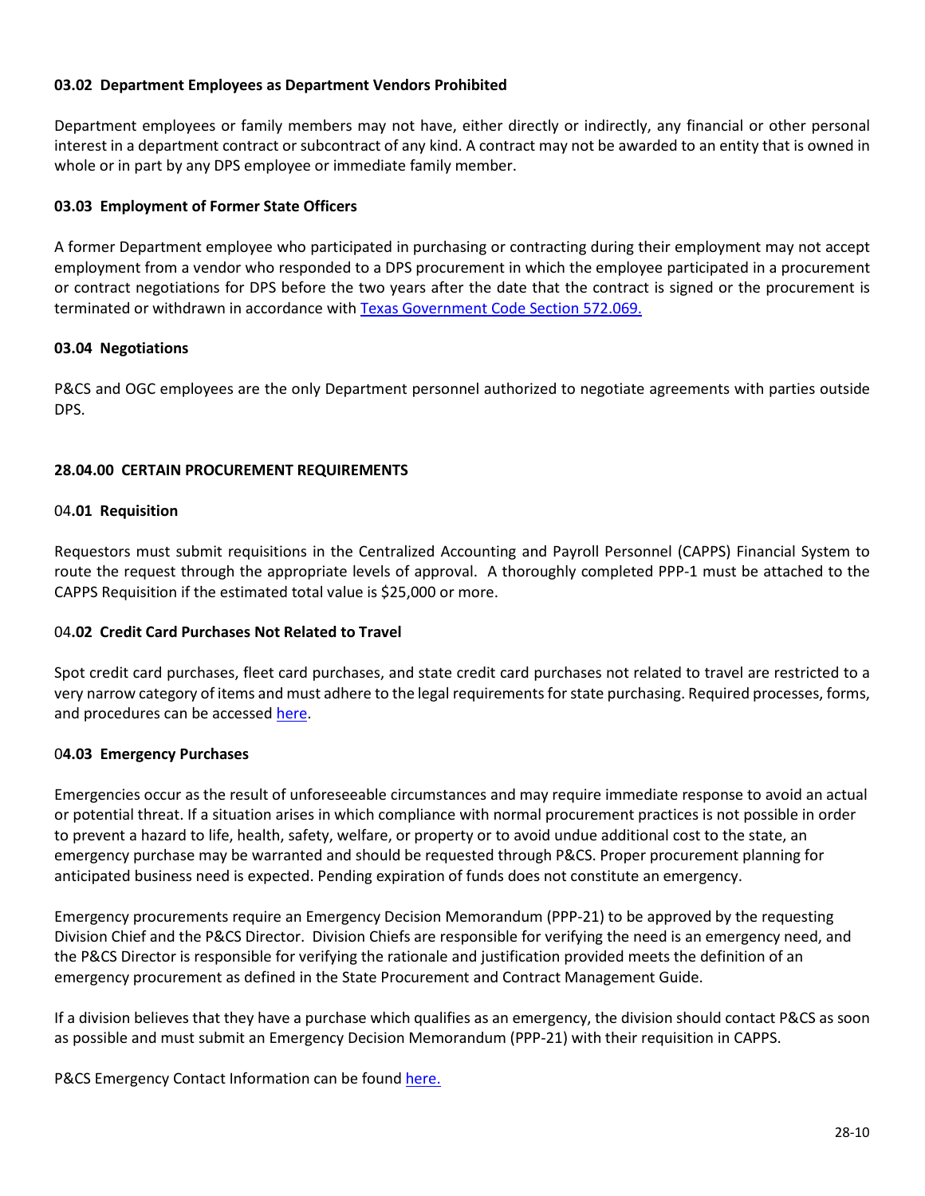### 03.02 Department Employees as Department Vendors Prohibited

Department employees or family members may not have, either directly or indirectly, any financial or other personal interest in a department contract or subcontract of any kind. A contract may not be awarded to an entity that is owned in whole or in part by any DPS employee or immediate family member.

### 03.03 Employment of Former State Officers

A former Department employee who participated in purchasing or contracting during their employment may not accept employment from a vendor who responded to a DPS procurement in which the employee participated in a procurement or contract negotiations for DPS before the two years after the date that the contract is signed or the procurement is terminated or withdrawn in accordance with Texas Government Code Section 572.069.

### 03.04 Negotiations

P&CS and OGC employees are the only Department personnel authorized to negotiate agreements with parties outside DPS.

## 28.04.00 CERTAIN PROCUREMENT REQUIREMENTS

### 04.01 Requisition

Requestors must submit requisitions in the Centralized Accounting and Payroll Personnel (CAPPS) Financial System to route the request through the appropriate levels of approval. A thoroughly completed PPP-1 must be attached to the CAPPS Requisition if the estimated total value is $25,000 or more.

### 04.02 Credit Card Purchases Not Related to Travel

Spot credit card purchases, fleet card purchases, and state credit card purchases not related to travel are restricted to a very narrow category of items and must adhere to the legal requirements for state purchasing. Required processes, forms, and procedures can be accessed here.

### 04.03 Emergency Purchases

Emergencies occur as the result of unforeseeable circumstances and may require immediate response to avoid an actual or potential threat. If a situation arises in which compliance with normal procurement practices is not possible in order to prevent a hazard to life, health, safety, welfare, or property or to avoid undue additional cost to the state, an emergency purchase may be warranted and should be requested through P&CS. Proper procurement planning for anticipated business need is expected. Pending expiration of funds does not constitute an emergency.

Emergency procurements require an Emergency Decision Memorandum (PPP-21) to be approved by the requesting Division Chief and the P&CS Director. Division Chiefs are responsible for verifying the need is an emergency need, and the P&CS Director is responsible for verifying the rationale and justification provided meets the definition of an emergency procurement as defined in the State Procurement and Contract Management Guide.

If a division believes that they have a purchase which qualifies as an emergency, the division should contact P&CS as soon as possible and must submit an Emergency Decision Memorandum (PPP-21) with their requisition in CAPPS.

P&CS Emergency Contact Information can be found here.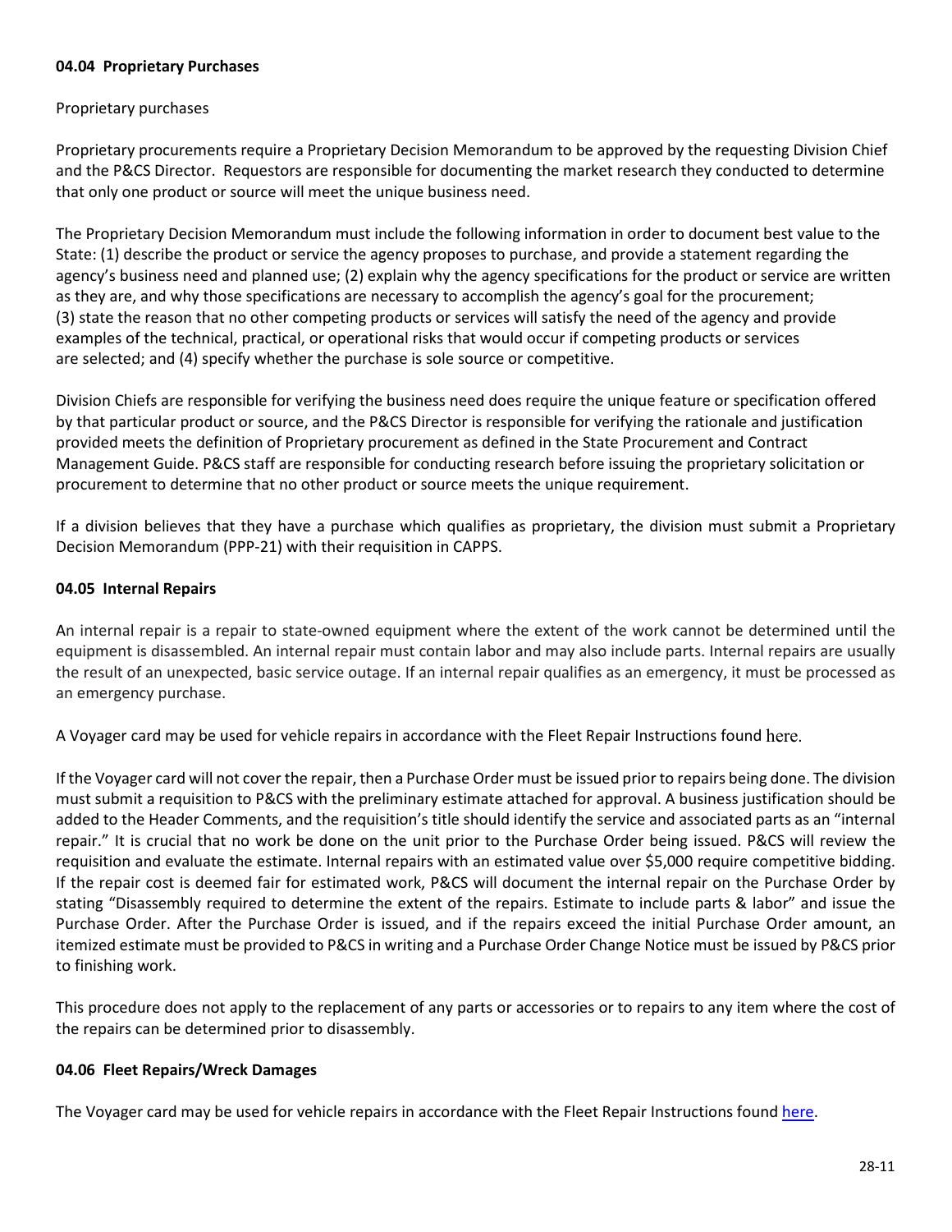### 04.04 Proprietary Purchases

Proprietary purchases

Proprietary procurements require a Proprietary Decision Memorandum to be approved by the requesting Division Chief and the P&CS Director. Requestors are responsible for documenting the market research they conducted to determine that only one product or source will meet the unique business need.

The Proprietary Decision Memorandum must include the following information in order to document best value to the State: (1) describe the product or service the agency proposes to purchase, and provide a statement regarding the agency's business need and planned use; (2) explain why the agency specifications for the product or service are written as they are, and why those specifications are necessary to accomplish the agency's goal for the procurement; (3) state the reason that no other competing products or services will satisfy the need of the agency and provide examples of the technical, practical, or operational risks that would occur if competing products or services are selected; and (4) specify whether the purchase is sole source or competitive.

Division Chiefs are responsible for verifying the business need does require the unique feature or specification offered by that particular product or source, and the P&CS Director is responsible for verifying the rationale and justification provided meets the definition of Proprietary procurement as defined in the State Procurement and Contract Management Guide. P&CS staff are responsible for conducting research before issuing the proprietary solicitation or procurement to determine that no other product or source meets the unique requirement.

If a division believes that they have a purchase which qualifies as proprietary, the division must submit a Proprietary Decision Memorandum (PPP-21) with their requisition in CAPPS.

### 04.05 Internal Repairs

An internal repair is a repair to state-owned equipment where the extent of the work cannot be determined until the equipment is disassembled. An internal repair must contain labor and may also include parts. Internal repairs are usually the result of an unexpected, basic service outage. If an internal repair qualifies as an emergency, it must be processed as an emergency purchase.

A Voyager card may be used for vehicle repairs in accordance with the Fleet Repair Instructions found here.

If the Voyager card will not cover the repair, then a Purchase Order must be issued prior to repairs being done. The division must submit a requisition to P&CS with the preliminary estimate attached for approval. A business justification should be added to the Header Comments, and the requisition's title should identify the service and associated parts as an "internal repair." It is crucial that no work be done on the unit prior to the Purchase Order being issued. P&CS will review the requisition and evaluate the estimate. Internal repairs with an estimated value over $5,000 require competitive bidding. If the repair cost is deemed fair for estimated work, P&CS will document the internal repair on the Purchase Order by stating "Disassembly required to determine the extent of the repairs. Estimate to include parts & labor" and issue the Purchase Order. After the Purchase Order is issued, and if the repairs exceed the initial Purchase Order amount, an itemized estimate must be provided to P&CS in writing and a Purchase Order Change Notice must be issued by P&CS prior to finishing work.

This procedure does not apply to the replacement of any parts or accessories or to repairs to any item where the cost of the repairs can be determined prior to disassembly.

### 04.06 Fleet Repairs/Wreck Damages

The Voyager card may be used for vehicle repairs in accordance with the Fleet Repair Instructions found here.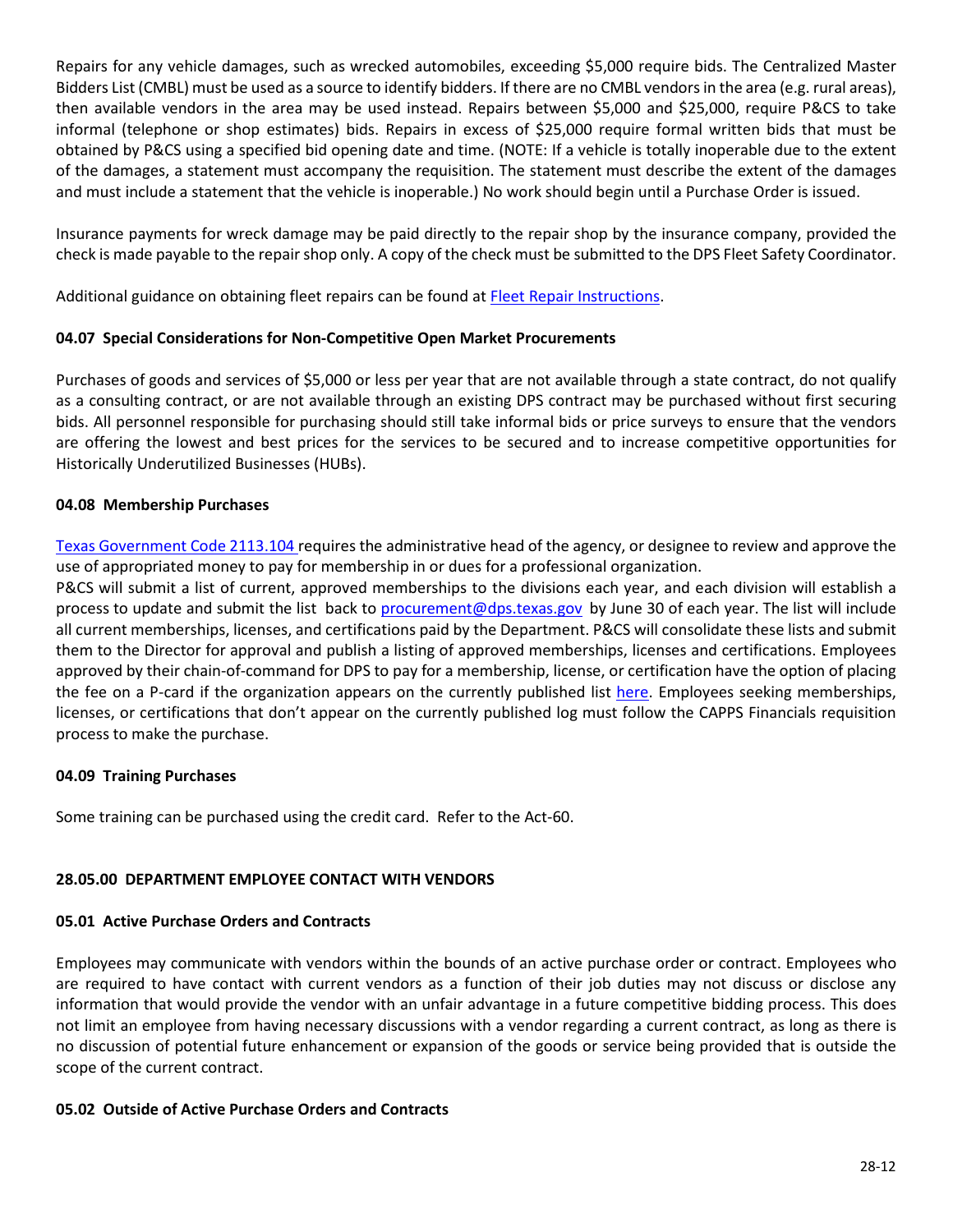Repairs for any vehicle damages, such as wrecked automobiles, exceeding $5,000 require bids. The Centralized Master Bidders List (CMBL) must be used as a source to identify bidders. If there are no CMBL vendors in the area (e.g. rural areas), then available vendors in the area may be used instead. Repairs between $5,000 and $25,000, require P&CS to take informal (telephone or shop estimates) bids. Repairs in excess of $25,000 require formal written bids that must be obtained by P&CS using a specified bid opening date and time. (NOTE: If a vehicle is totally inoperable due to the extent of the damages, a statement must accompany the requisition. The statement must describe the extent of the damages and must include a statement that the vehicle is inoperable.) No work should begin until a Purchase Order is issued.

Insurance payments for wreck damage may be paid directly to the repair shop by the insurance company, provided the check is made payable to the repair shop only. A copy of the check must be submitted to the DPS Fleet Safety Coordinator.

Additional guidance on obtaining fleet repairs can be found at Fleet Repair Instructions.

### 04.07 Special Considerations for Non-Competitive Open Market Procurements

Purchases of goods and services of $5,000 or less per year that are not available through a state contract, do not qualify as a consulting contract, or are not available through an existing DPS contract may be purchased without first securing bids. All personnel responsible for purchasing should still take informal bids or price surveys to ensure that the vendors are offering the lowest and best prices for the services to be secured and to increase competitive opportunities for Historically Underutilized Businesses (HUBs).

### 04.08 Membership Purchases

Texas Government Code 2113.104 requires the administrative head of the agency, or designee to review and approve the use of appropriated money to pay for membership in or dues for a professional organization.

P&CS will submit a list of current, approved memberships to the divisions each year, and each division will establish a process to update and submit the list back to procurement@dps.texas.gov by June 30 of each year. The list will include all current memberships, licenses, and certifications paid by the Department. P&CS will consolidate these lists and submit them to the Director for approval and publish a listing of approved memberships, licenses and certifications. Employees approved by their chain-of-command for DPS to pay for a membership, license, or certification have the option of placing the fee on a P-card if the organization appears on the currently published list here. Employees seeking memberships, licenses, or certifications that don't appear on the currently published log must follow the CAPPS Financials requisition process to make the purchase.

### 04.09 Training Purchases

Some training can be purchased using the credit card. Refer to the Act-60.

## 28.05.00 DEPARTMENT EMPLOYEE CONTACT WITH VENDORS

### 05.01 Active Purchase Orders and Contracts

Employees may communicate with vendors within the bounds of an active purchase order or contract. Employees who are required to have contact with current vendors as a function of their job duties may not discuss or disclose any information that would provide the vendor with an unfair advantage in a future competitive bidding process. This does not limit an employee from having necessary discussions with a vendor regarding a current contract, as long as there is no discussion of potential future enhancement or expansion of the goods or service being provided that is outside the scope of the current contract.

### 05.02 Outside of Active Purchase Orders and Contracts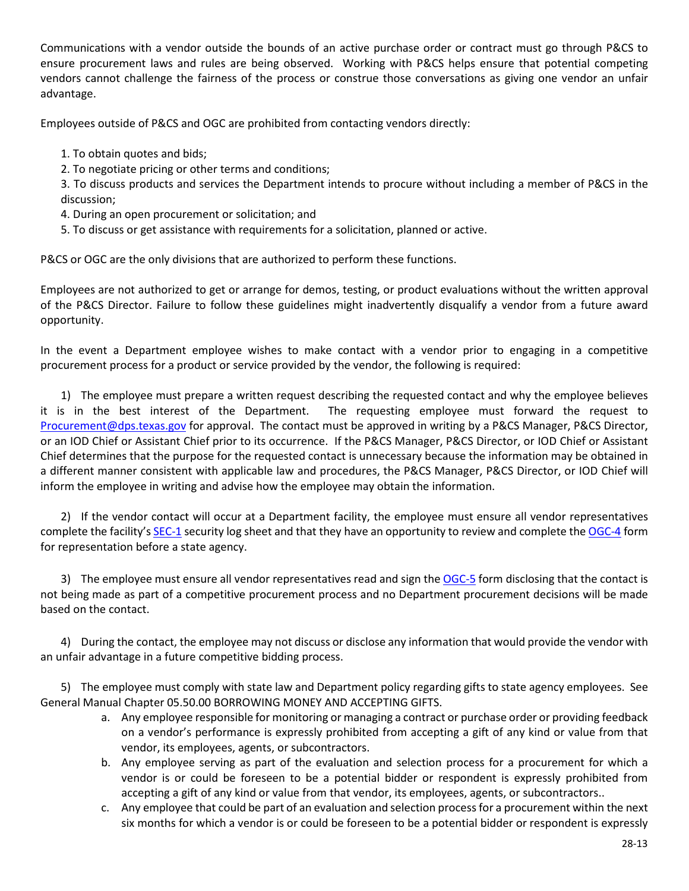Communications with a vendor outside the bounds of an active purchase order or contract must go through P&CS to ensure procurement laws and rules are being observed. Working with P&CS helps ensure that potential competing vendors cannot challenge the fairness of the process or construe those conversations as giving one vendor an unfair advantage.

Employees outside of P&CS and OGC are prohibited from contacting vendors directly:

1. To obtain quotes and bids;
2. To negotiate pricing or other terms and conditions;
3. To discuss products and services the Department intends to procure without including a member of P&CS in the discussion;
4. During an open procurement or solicitation; and
5. To discuss or get assistance with requirements for a solicitation, planned or active.

P&CS or OGC are the only divisions that are authorized to perform these functions.

Employees are not authorized to get or arrange for demos, testing, or product evaluations without the written approval of the P&CS Director. Failure to follow these guidelines might inadvertently disqualify a vendor from a future award opportunity.

In the event a Department employee wishes to make contact with a vendor prior to engaging in a competitive procurement process for a product or service provided by the vendor, the following is required:

1) The employee must prepare a written request describing the requested contact and why the employee believes it is in the best interest of the Department. The requesting employee must forward the request to Procurement@dps.texas.gov for approval. The contact must be approved in writing by a P&CS Manager, P&CS Director, or an IOD Chief or Assistant Chief prior to its occurrence. If the P&CS Manager, P&CS Director, or IOD Chief or Assistant Chief determines that the purpose for the requested contact is unnecessary because the information may be obtained in a different manner consistent with applicable law and procedures, the P&CS Manager, P&CS Director, or IOD Chief will inform the employee in writing and advise how the employee may obtain the information.

2) If the vendor contact will occur at a Department facility, the employee must ensure all vendor representatives complete the facility's SEC-1 security log sheet and that they have an opportunity to review and complete the OGC-4 form for representation before a state agency.

3) The employee must ensure all vendor representatives read and sign the OGC-5 form disclosing that the contact is not being made as part of a competitive procurement process and no Department procurement decisions will be made based on the contact.

4) During the contact, the employee may not discuss or disclose any information that would provide the vendor with an unfair advantage in a future competitive bidding process.

5) The employee must comply with state law and Department policy regarding gifts to state agency employees. See General Manual Chapter 05.50.00 BORROWING MONEY AND ACCEPTING GIFTS.

a. Any employee responsible for monitoring or managing a contract or purchase order or providing feedback on a vendor's performance is expressly prohibited from accepting a gift of any kind or value from that vendor, its employees, agents, or subcontractors.
b. Any employee serving as part of the evaluation and selection process for a procurement for which a vendor is or could be foreseen to be a potential bidder or respondent is expressly prohibited from accepting a gift of any kind or value from that vendor, its employees, agents, or subcontractors..
c. Any employee that could be part of an evaluation and selection process for a procurement within the next six months for which a vendor is or could be foreseen to be a potential bidder or respondent is expressly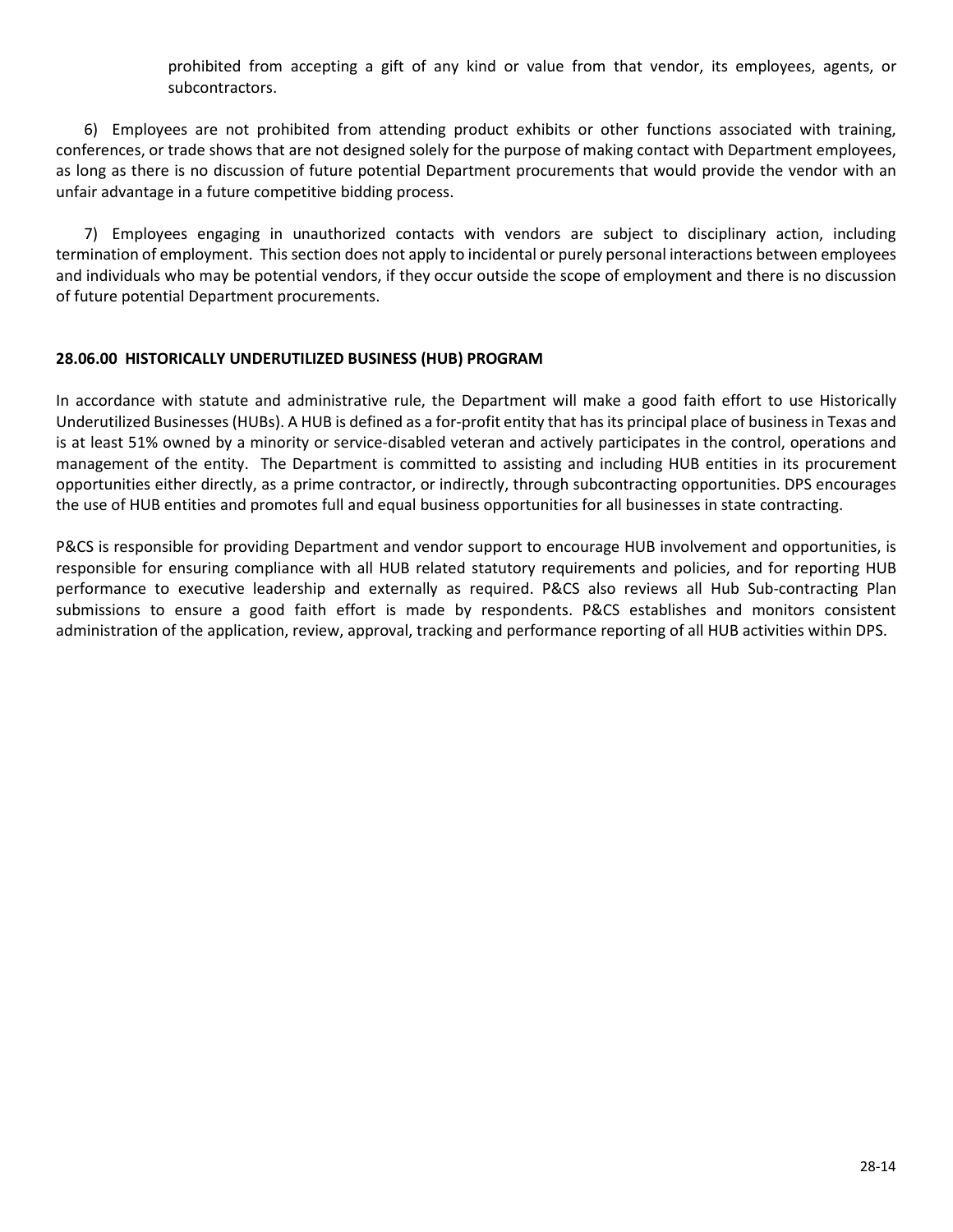prohibited from accepting a gift of any kind or value from that vendor, its employees, agents, or subcontractors.

6) Employees are not prohibited from attending product exhibits or other functions associated with training, conferences, or trade shows that are not designed solely for the purpose of making contact with Department employees, as long as there is no discussion of future potential Department procurements that would provide the vendor with an unfair advantage in a future competitive bidding process.

7) Employees engaging in unauthorized contacts with vendors are subject to disciplinary action, including termination of employment. This section does not apply to incidental or purely personal interactions between employees and individuals who may be potential vendors, if they occur outside the scope of employment and there is no discussion of future potential Department procurements.

**28.06.00 HISTORICALLY UNDERUTILIZED BUSINESS (HUB) PROGRAM**

In accordance with statute and administrative rule, the Department will make a good faith effort to use Historically Underutilized Businesses (HUBs). A HUB is defined as a for-profit entity that has its principal place of business in Texas and is at least 51% owned by a minority or service-disabled veteran and actively participates in the control, operations and management of the entity. The Department is committed to assisting and including HUB entities in its procurement opportunities either directly, as a prime contractor, or indirectly, through subcontracting opportunities. DPS encourages the use of HUB entities and promotes full and equal business opportunities for all businesses in state contracting.

P&CS is responsible for providing Department and vendor support to encourage HUB involvement and opportunities, is responsible for ensuring compliance with all HUB related statutory requirements and policies, and for reporting HUB performance to executive leadership and externally as required. P&CS also reviews all Hub Sub-contracting Plan submissions to ensure a good faith effort is made by respondents. P&CS establishes and monitors consistent administration of the application, review, approval, tracking and performance reporting of all HUB activities within DPS.